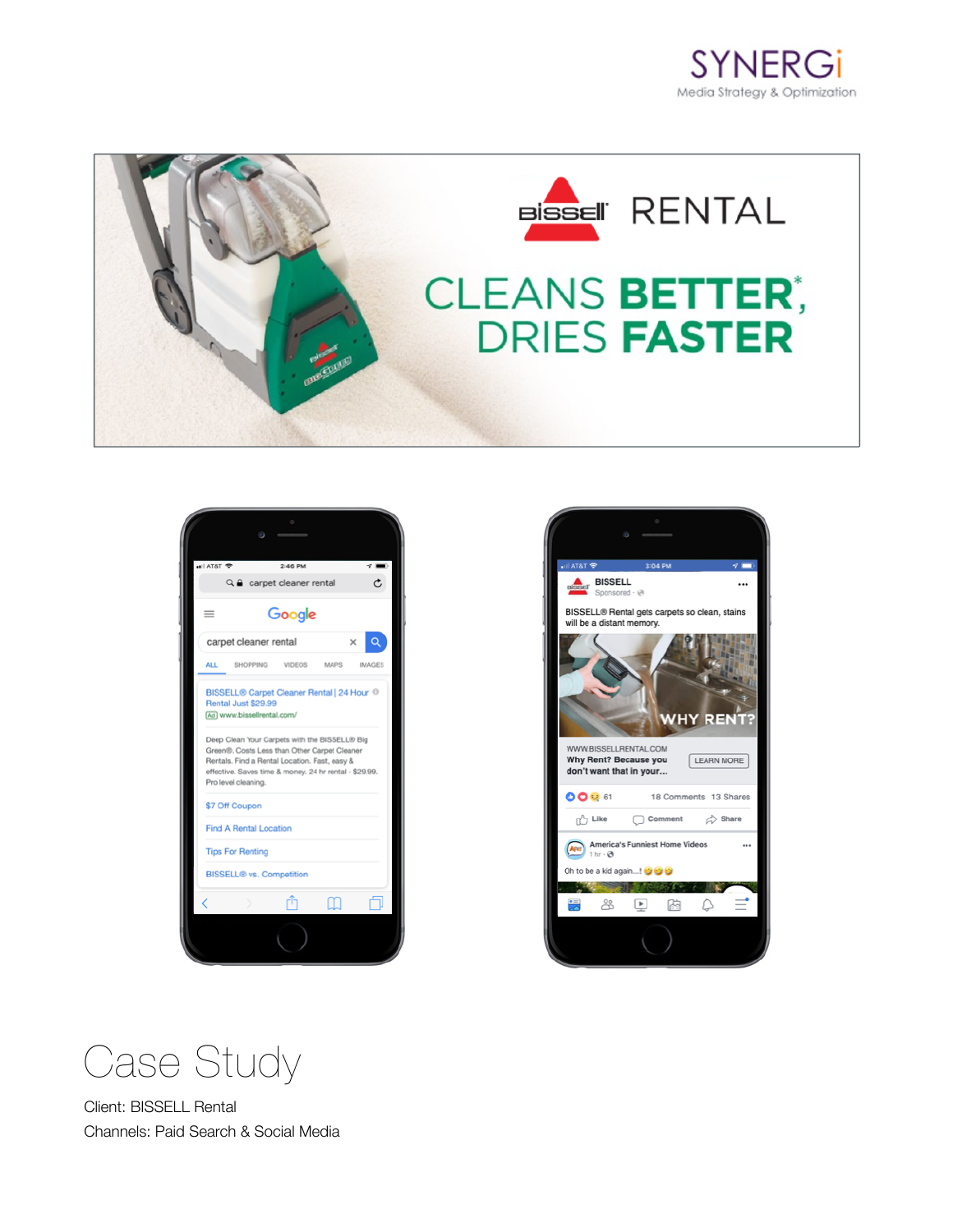SYNERGi
Media Strategy & Optimization

# Case Study

Client: BISSELL Rental

Channels: Paid Search & Social Media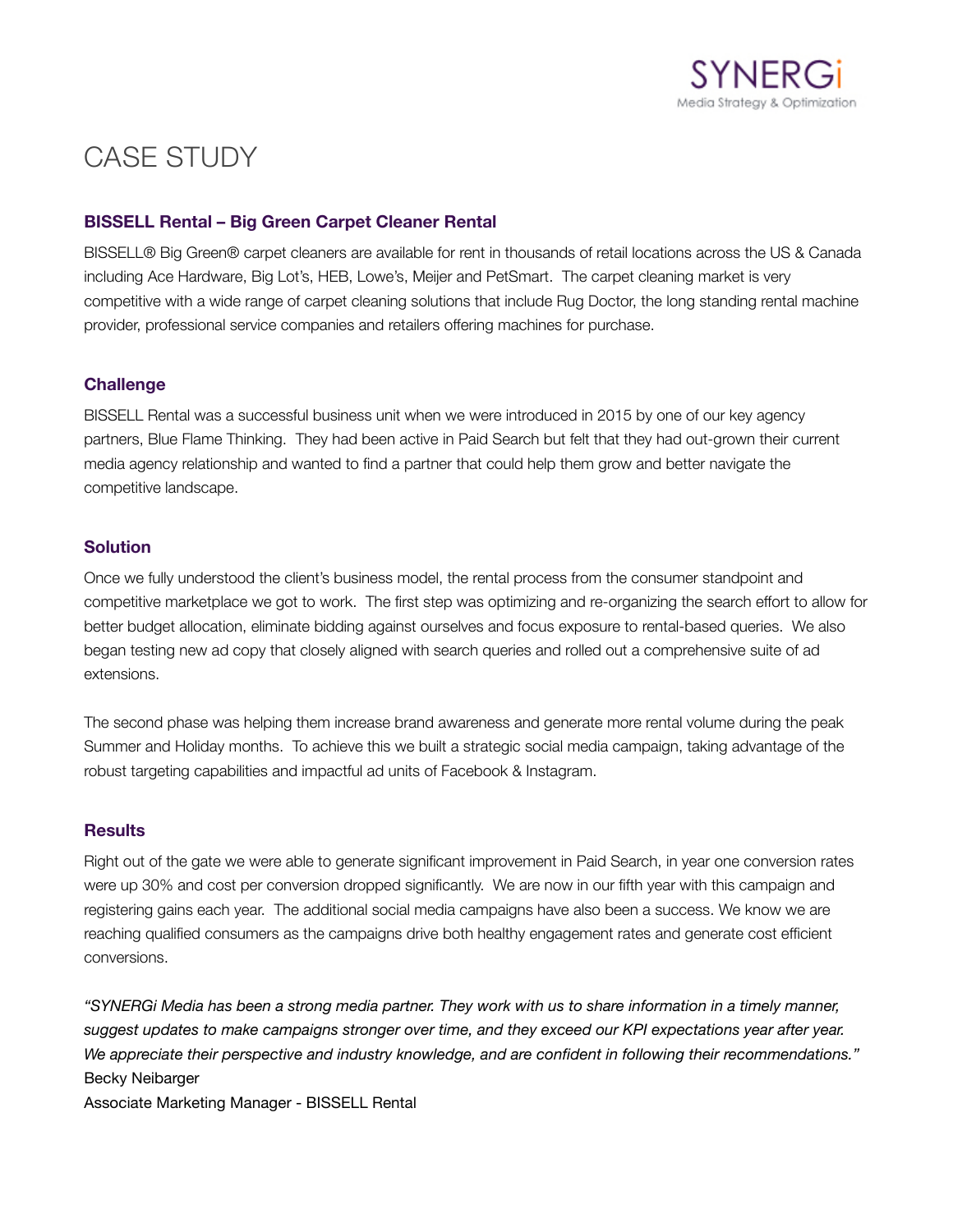SYNERGi
Media Strategy & Optimization

# CASE STUDY

### BISSELL Rental – Big Green Carpet Cleaner Rental

BISSELL® Big Green® carpet cleaners are available for rent in thousands of retail locations across the US & Canada including Ace Hardware, Big Lot's, HEB, Lowe's, Meijer and PetSmart. The carpet cleaning market is very competitive with a wide range of carpet cleaning solutions that include Rug Doctor, the long standing rental machine provider, professional service companies and retailers offering machines for purchase.

### Challenge

BISSELL Rental was a successful business unit when we were introduced in 2015 by one of our key agency partners, Blue Flame Thinking. They had been active in Paid Search but felt that they had out-grown their current media agency relationship and wanted to find a partner that could help them grow and better navigate the competitive landscape.

### Solution

Once we fully understood the client's business model, the rental process from the consumer standpoint and competitive marketplace we got to work. The first step was optimizing and re-organizing the search effort to allow for better budget allocation, eliminate bidding against ourselves and focus exposure to rental-based queries. We also began testing new ad copy that closely aligned with search queries and rolled out a comprehensive suite of ad extensions.

The second phase was helping them increase brand awareness and generate more rental volume during the peak Summer and Holiday months. To achieve this we built a strategic social media campaign, taking advantage of the robust targeting capabilities and impactful ad units of Facebook & Instagram.

### Results

Right out of the gate we were able to generate significant improvement in Paid Search, in year one conversion rates were up 30% and cost per conversion dropped significantly. We are now in our fifth year with this campaign and registering gains each year. The additional social media campaigns have also been a success. We know we are reaching qualified consumers as the campaigns drive both healthy engagement rates and generate cost efficient conversions.

*"SYNERGi Media has been a strong media partner. They work with us to share information in a timely manner, suggest updates to make campaigns stronger over time, and they exceed our KPI expectations year after year. We appreciate their perspective and industry knowledge, and are confident in following their recommendations."*

Becky Neibarger

Associate Marketing Manager - BISSELL Rental